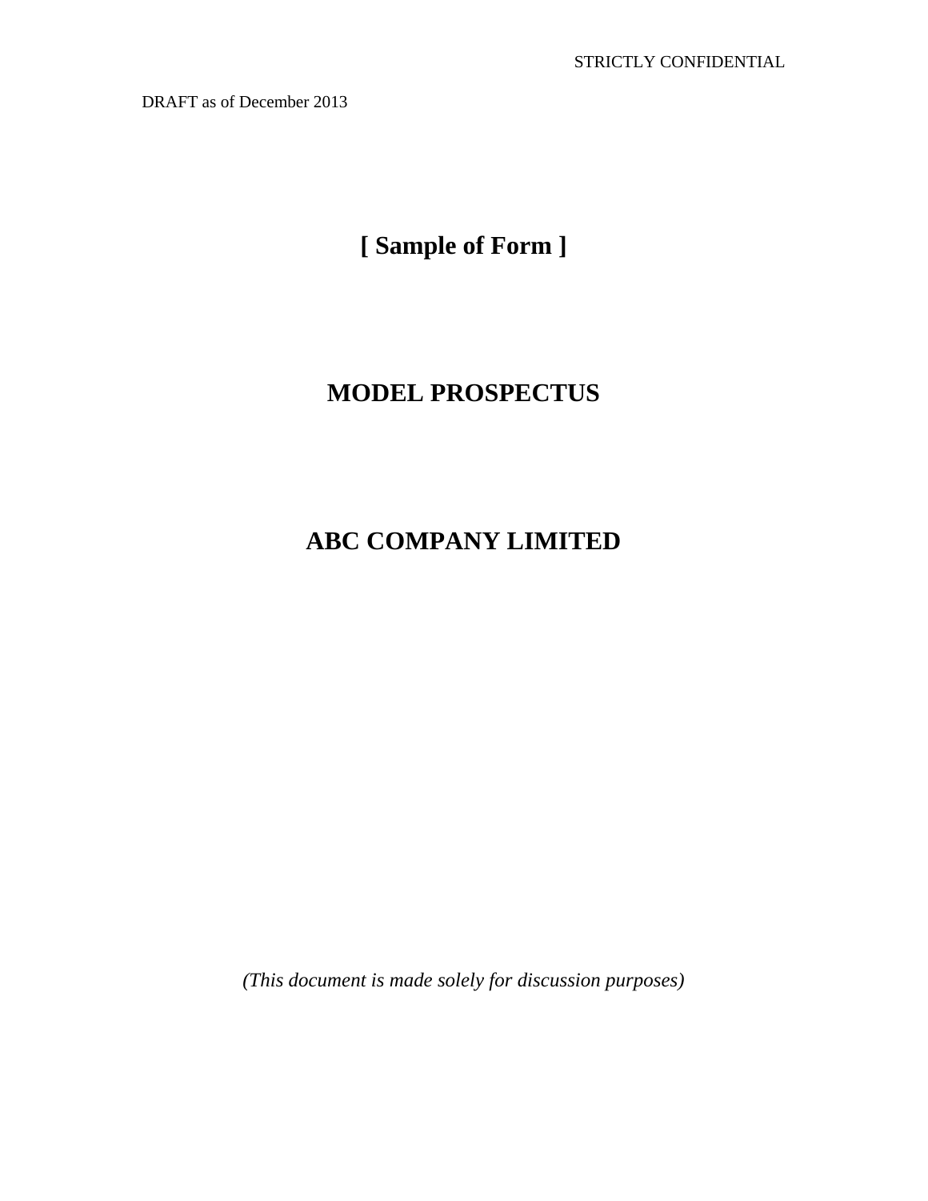STRICTLY CONFIDENTIAL

DRAFT as of December 2013

# [ Sample of Form ]

# MODEL PROSPECTUS

# ABC COMPANY LIMITED

*(This document is made solely for discussion purposes)*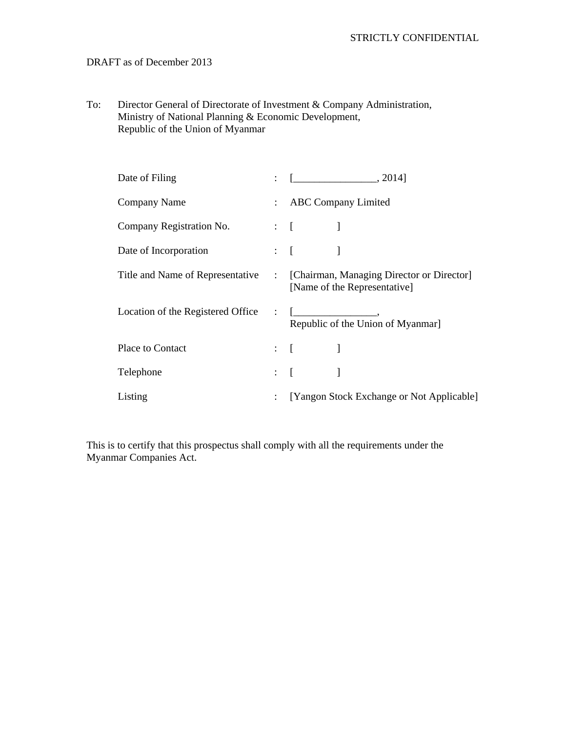STRICTLY CONFIDENTIAL

DRAFT as of December 2013

To: Director General of Directorate of Investment & Company Administration,
Ministry of National Planning & Economic Development,
Republic of the Union of Myanmar

| | | |
|---|---|---|
| Date of Filing | : | [_______________, 2014] |
| Company Name | : | ABC Company Limited |
| Company Registration No. | : | [ ] |
| Date of Incorporation | : | [ ] |
| Title and Name of Representative | : | [Chairman, Managing Director or Director] [Name of the Representative] |
| Location of the Registered Office | : | [_______________, Republic of the Union of Myanmar] |
| Place to Contact | : | [ ] |
| Telephone | : | [ ] |
| Listing | : | [Yangon Stock Exchange or Not Applicable] |

This is to certify that this prospectus shall comply with all the requirements under the Myanmar Companies Act.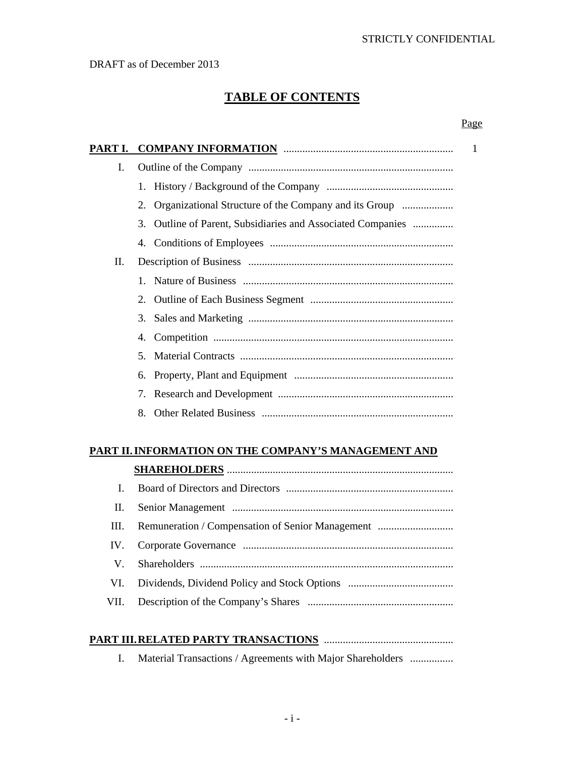STRICTLY CONFIDENTIAL

DRAFT as of December 2013

# TABLE OF CONTENTS

| | Page |
|---|---|
| **PART I. COMPANY INFORMATION** | 1 |
| I. Outline of the Company | |
| 1. History / Background of the Company | |
| 2. Organizational Structure of the Company and its Group | |
| 3. Outline of Parent, Subsidiaries and Associated Companies | |
| 4. Conditions of Employees | |
| II. Description of Business | |
| 1. Nature of Business | |
| 2. Outline of Each Business Segment | |
| 3. Sales and Marketing | |
| 4. Competition | |
| 5. Material Contracts | |
| 6. Property, Plant and Equipment | |
| 7. Research and Development | |
| 8. Other Related Business | |
| **PART II. INFORMATION ON THE COMPANY'S MANAGEMENT AND SHAREHOLDERS** | |
| I. Board of Directors and Directors | |
| II. Senior Management | |
| III. Remuneration / Compensation of Senior Management | |
| IV. Corporate Governance | |
| V. Shareholders | |
| VI. Dividends, Dividend Policy and Stock Options | |
| VII. Description of the Company's Shares | |
| **PART III. RELATED PARTY TRANSACTIONS** | |
| I. Material Transactions / Agreements with Major Shareholders | |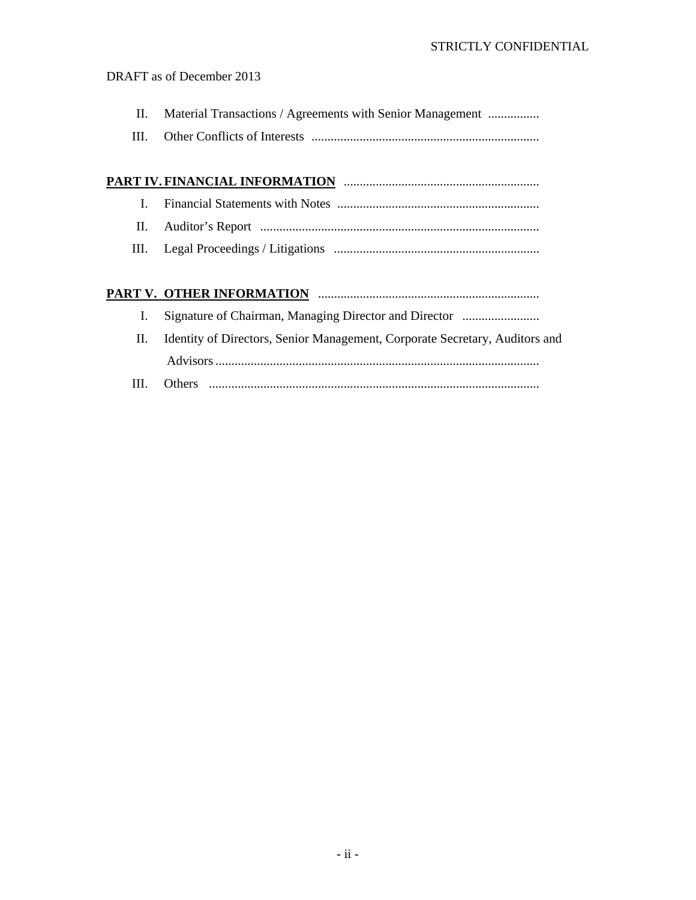DRAFT as of December 2013

II. Material Transactions / Agreements with Senior Management ................

III. Other Conflicts of Interests ......................................................................

**PART IV. FINANCIAL INFORMATION** ............................................................

I. Financial Statements with Notes ..............................................................

II. Auditor's Report ......................................................................................

III. Legal Proceedings / Litigations ................................................................

**PART V. OTHER INFORMATION** ....................................................................

I. Signature of Chairman, Managing Director and Director ........................

II. Identity of Directors, Senior Management, Corporate Secretary, Auditors and Advisors .....................................................................................................

III. Others .......................................................................................................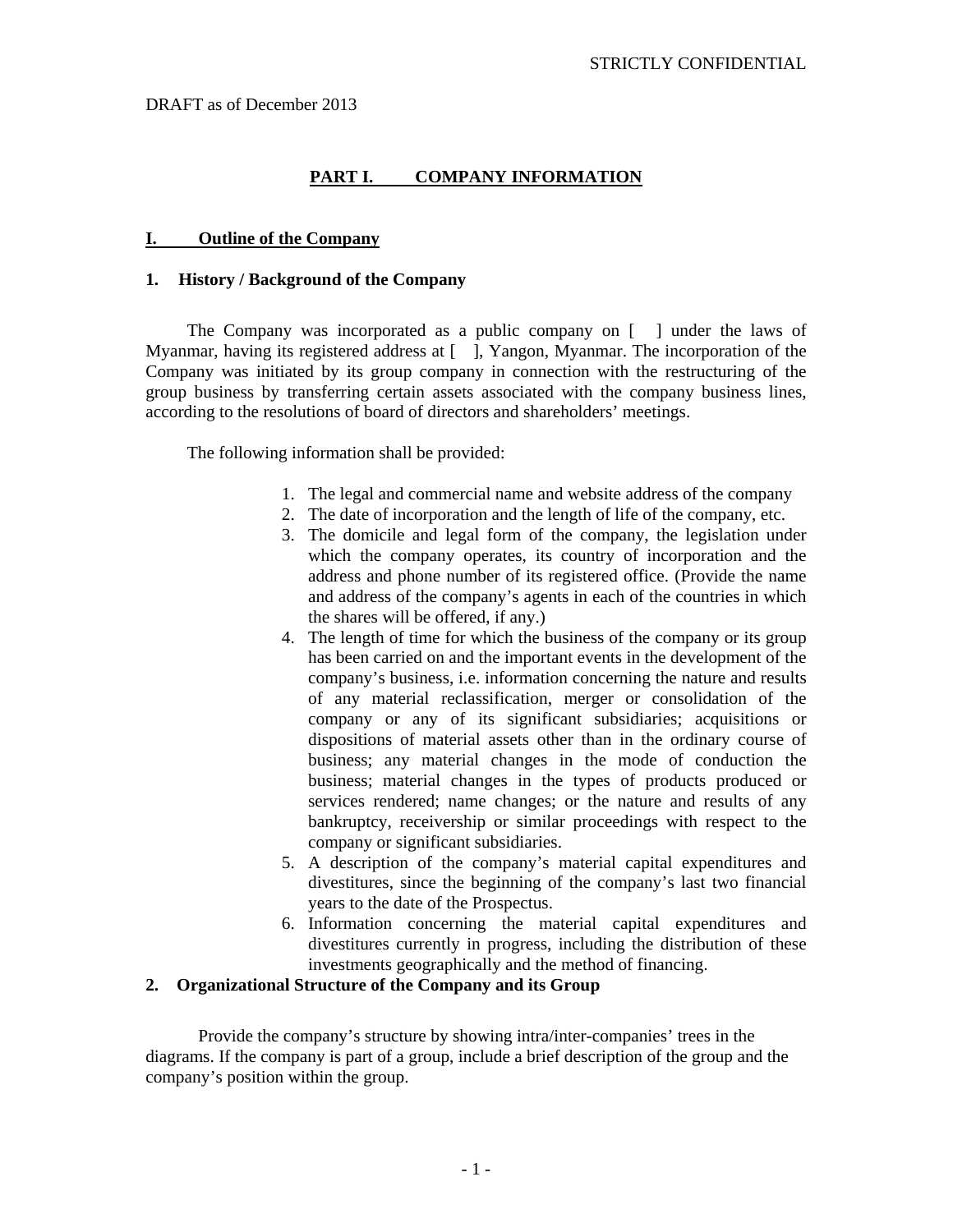STRICTLY CONFIDENTIAL

DRAFT as of December 2013

# PART I. COMPANY INFORMATION

## I. Outline of the Company

### 1. History / Background of the Company

The Company was incorporated as a public company on [ ] under the laws of Myanmar, having its registered address at [ ], Yangon, Myanmar. The incorporation of the Company was initiated by its group company in connection with the restructuring of the group business by transferring certain assets associated with the company business lines, according to the resolutions of board of directors and shareholders' meetings.

The following information shall be provided:

1. The legal and commercial name and website address of the company
2. The date of incorporation and the length of life of the company, etc.
3. The domicile and legal form of the company, the legislation under which the company operates, its country of incorporation and the address and phone number of its registered office. (Provide the name and address of the company's agents in each of the countries in which the shares will be offered, if any.)
4. The length of time for which the business of the company or its group has been carried on and the important events in the development of the company's business, i.e. information concerning the nature and results of any material reclassification, merger or consolidation of the company or any of its significant subsidiaries; acquisitions or dispositions of material assets other than in the ordinary course of business; any material changes in the mode of conduction the business; material changes in the types of products produced or services rendered; name changes; or the nature and results of any bankruptcy, receivership or similar proceedings with respect to the company or significant subsidiaries.
5. A description of the company's material capital expenditures and divestitures, since the beginning of the company's last two financial years to the date of the Prospectus.
6. Information concerning the material capital expenditures and divestitures currently in progress, including the distribution of these investments geographically and the method of financing.

### 2. Organizational Structure of the Company and its Group

Provide the company's structure by showing intra/inter-companies' trees in the diagrams. If the company is part of a group, include a brief description of the group and the company's position within the group.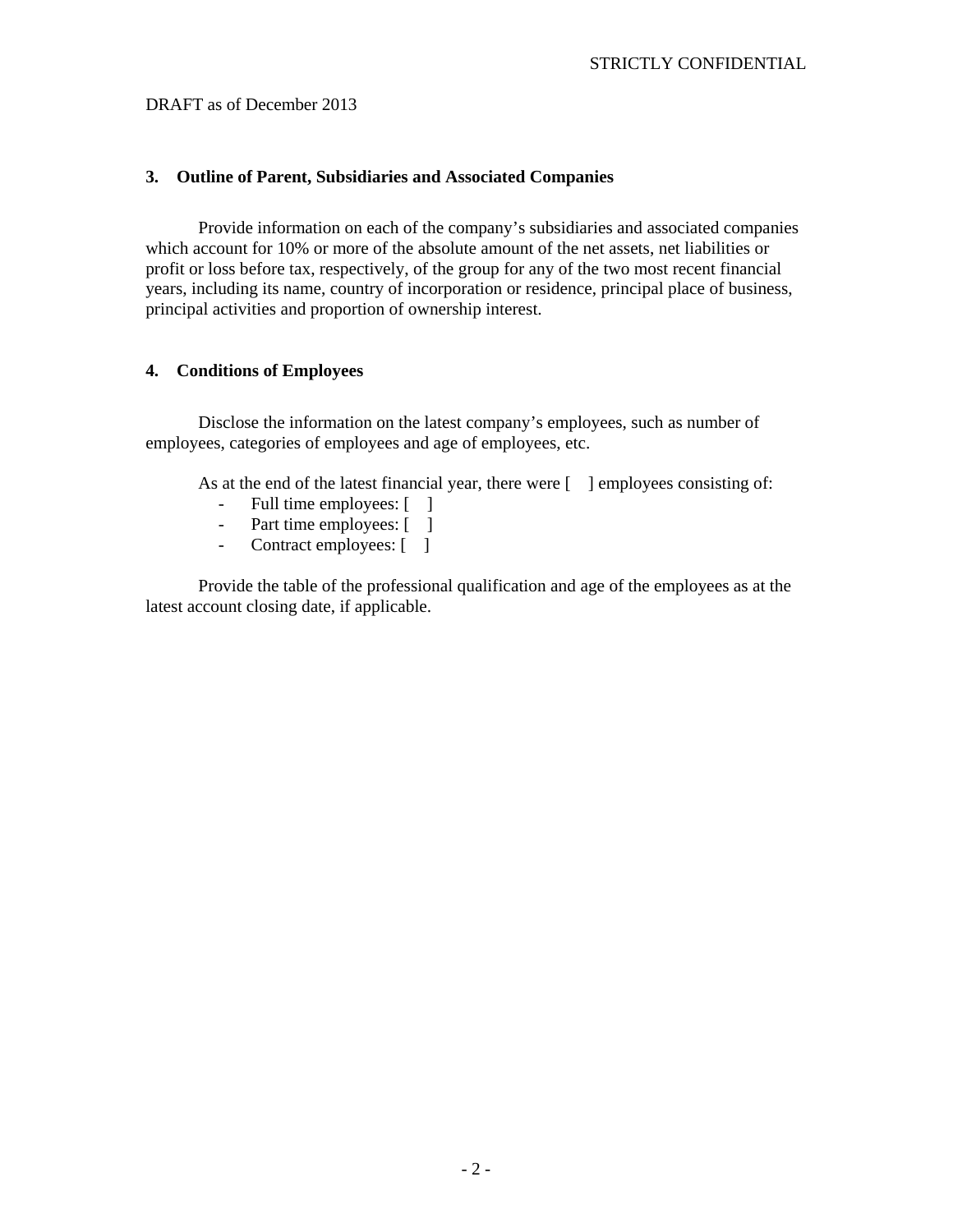STRICTLY CONFIDENTIAL

DRAFT as of December 2013

### 3. Outline of Parent, Subsidiaries and Associated Companies

Provide information on each of the company's subsidiaries and associated companies which account for 10% or more of the absolute amount of the net assets, net liabilities or profit or loss before tax, respectively, of the group for any of the two most recent financial years, including its name, country of incorporation or residence, principal place of business, principal activities and proportion of ownership interest.

### 4. Conditions of Employees

Disclose the information on the latest company's employees, such as number of employees, categories of employees and age of employees, etc.

As at the end of the latest financial year, there were [ ] employees consisting of:

- Full time employees: [ ]
- Part time employees: [ ]
- Contract employees: [ ]

Provide the table of the professional qualification and age of the employees as at the latest account closing date, if applicable.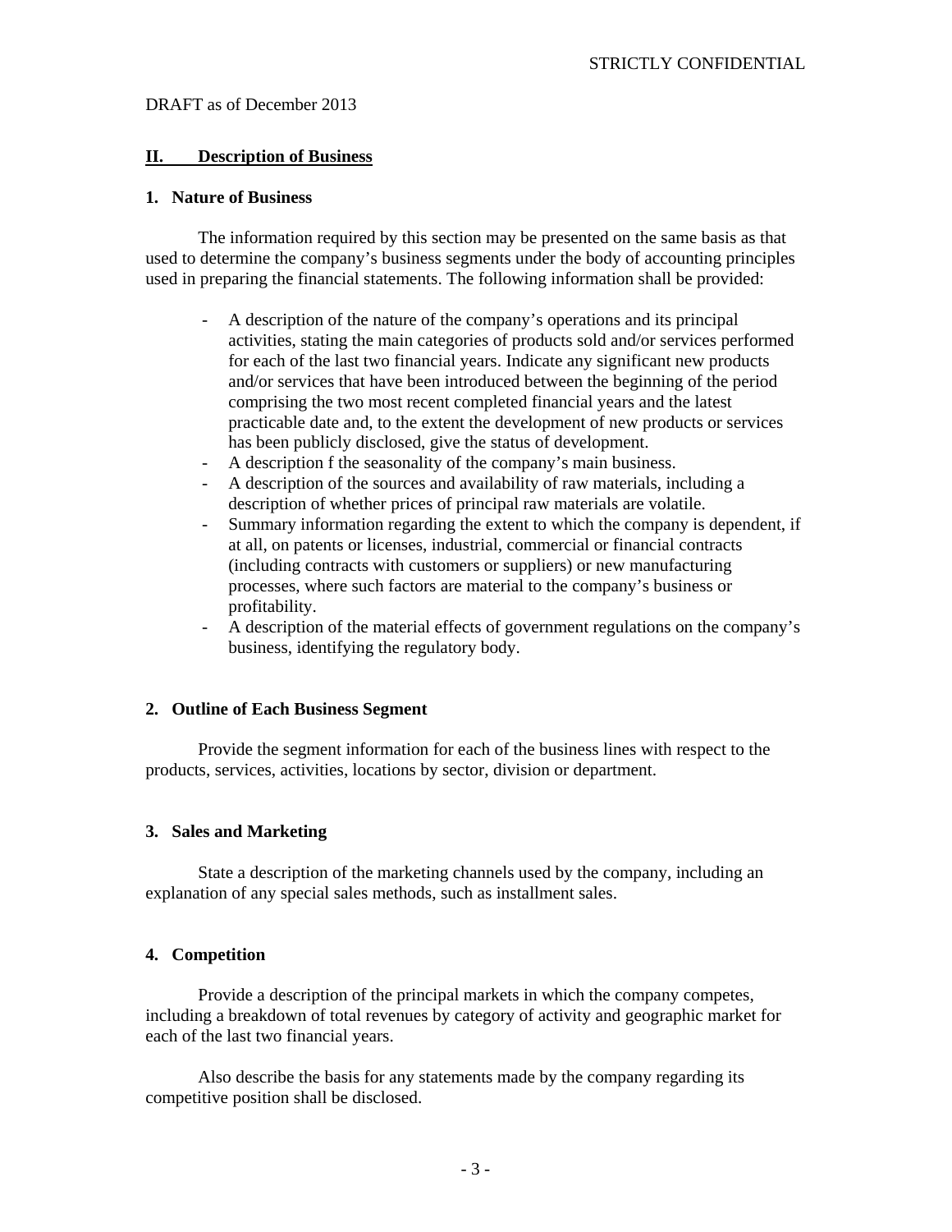STRICTLY CONFIDENTIAL

DRAFT as of December 2013

## II. Description of Business

### 1. Nature of Business

The information required by this section may be presented on the same basis as that used to determine the company's business segments under the body of accounting principles used in preparing the financial statements. The following information shall be provided:

- A description of the nature of the company's operations and its principal activities, stating the main categories of products sold and/or services performed for each of the last two financial years. Indicate any significant new products and/or services that have been introduced between the beginning of the period comprising the two most recent completed financial years and the latest practicable date and, to the extent the development of new products or services has been publicly disclosed, give the status of development.
- A description f the seasonality of the company's main business.
- A description of the sources and availability of raw materials, including a description of whether prices of principal raw materials are volatile.
- Summary information regarding the extent to which the company is dependent, if at all, on patents or licenses, industrial, commercial or financial contracts (including contracts with customers or suppliers) or new manufacturing processes, where such factors are material to the company's business or profitability.
- A description of the material effects of government regulations on the company's business, identifying the regulatory body.

### 2. Outline of Each Business Segment

Provide the segment information for each of the business lines with respect to the products, services, activities, locations by sector, division or department.

### 3. Sales and Marketing

State a description of the marketing channels used by the company, including an explanation of any special sales methods, such as installment sales.

### 4. Competition

Provide a description of the principal markets in which the company competes, including a breakdown of total revenues by category of activity and geographic market for each of the last two financial years.

Also describe the basis for any statements made by the company regarding its competitive position shall be disclosed.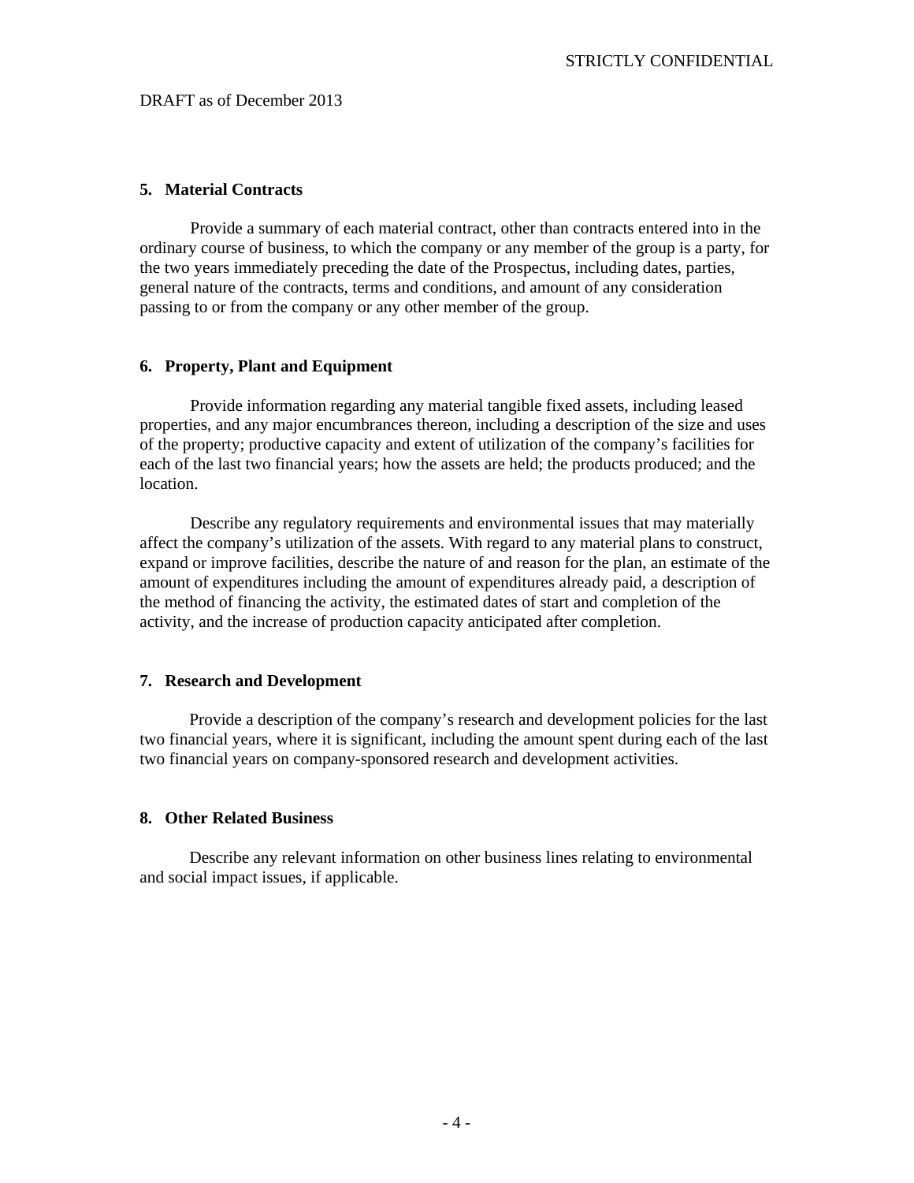STRICTLY CONFIDENTIAL

DRAFT as of December 2013

### 5. Material Contracts

Provide a summary of each material contract, other than contracts entered into in the ordinary course of business, to which the company or any member of the group is a party, for the two years immediately preceding the date of the Prospectus, including dates, parties, general nature of the contracts, terms and conditions, and amount of any consideration passing to or from the company or any other member of the group.

### 6. Property, Plant and Equipment

Provide information regarding any material tangible fixed assets, including leased properties, and any major encumbrances thereon, including a description of the size and uses of the property; productive capacity and extent of utilization of the company's facilities for each of the last two financial years; how the assets are held; the products produced; and the location.

Describe any regulatory requirements and environmental issues that may materially affect the company's utilization of the assets. With regard to any material plans to construct, expand or improve facilities, describe the nature of and reason for the plan, an estimate of the amount of expenditures including the amount of expenditures already paid, a description of the method of financing the activity, the estimated dates of start and completion of the activity, and the increase of production capacity anticipated after completion.

### 7. Research and Development

Provide a description of the company's research and development policies for the last two financial years, where it is significant, including the amount spent during each of the last two financial years on company-sponsored research and development activities.

### 8. Other Related Business

Describe any relevant information on other business lines relating to environmental and social impact issues, if applicable.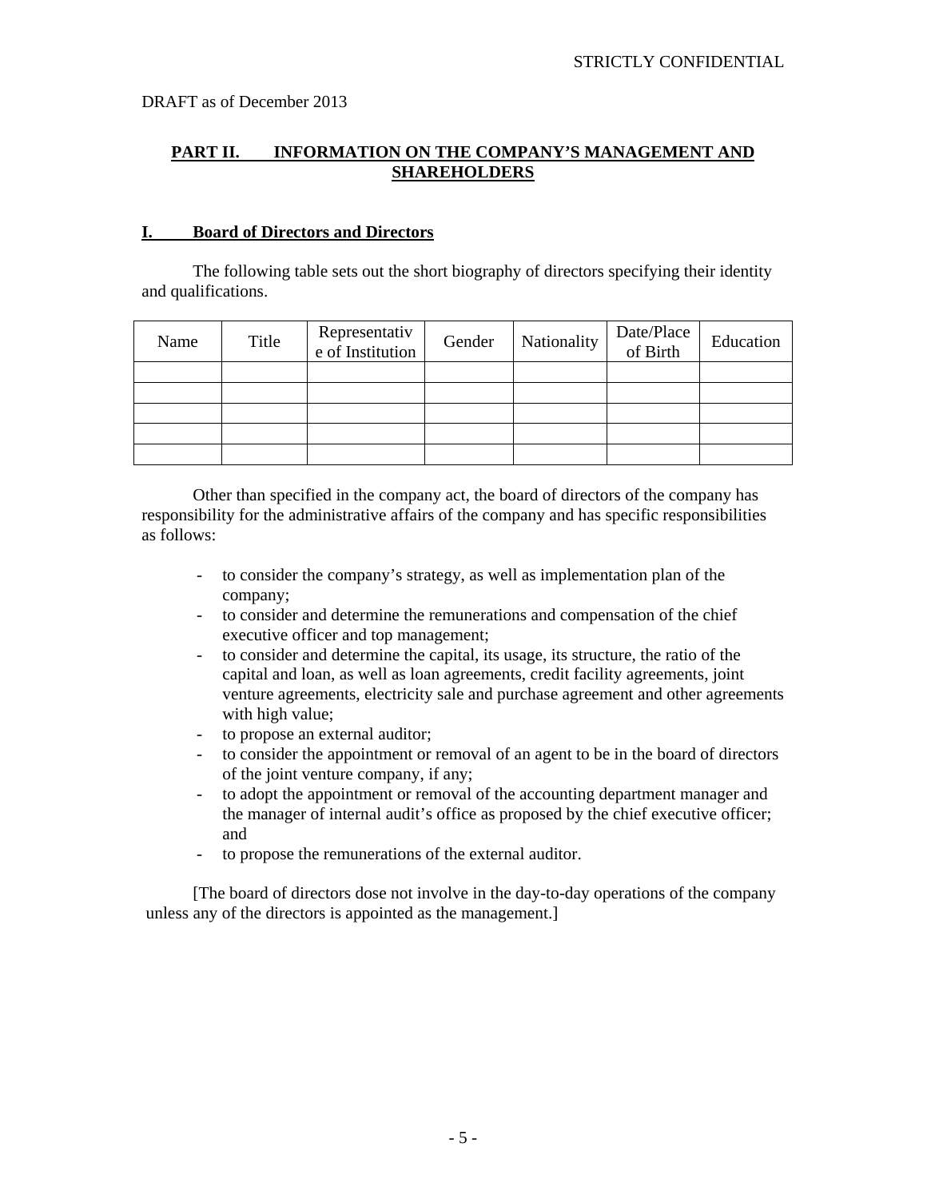STRICTLY CONFIDENTIAL

DRAFT as of December 2013

## PART II. INFORMATION ON THE COMPANY'S MANAGEMENT AND SHAREHOLDERS

### I. Board of Directors and Directors

The following table sets out the short biography of directors specifying their identity and qualifications.

| Name | Title | Representative of Institution | Gender | Nationality | Date/Place of Birth | Education |
|---|---|---|---|---|---|---|
| | | | | | | |
| | | | | | | |
| | | | | | | |
| | | | | | | |
| | | | | | | |

Other than specified in the company act, the board of directors of the company has responsibility for the administrative affairs of the company and has specific responsibilities as follows:

- to consider the company's strategy, as well as implementation plan of the company;
- to consider and determine the remunerations and compensation of the chief executive officer and top management;
- to consider and determine the capital, its usage, its structure, the ratio of the capital and loan, as well as loan agreements, credit facility agreements, joint venture agreements, electricity sale and purchase agreement and other agreements with high value;
- to propose an external auditor;
- to consider the appointment or removal of an agent to be in the board of directors of the joint venture company, if any;
- to adopt the appointment or removal of the accounting department manager and the manager of internal audit's office as proposed by the chief executive officer; and
- to propose the remunerations of the external auditor.

[The board of directors dose not involve in the day-to-day operations of the company unless any of the directors is appointed as the management.]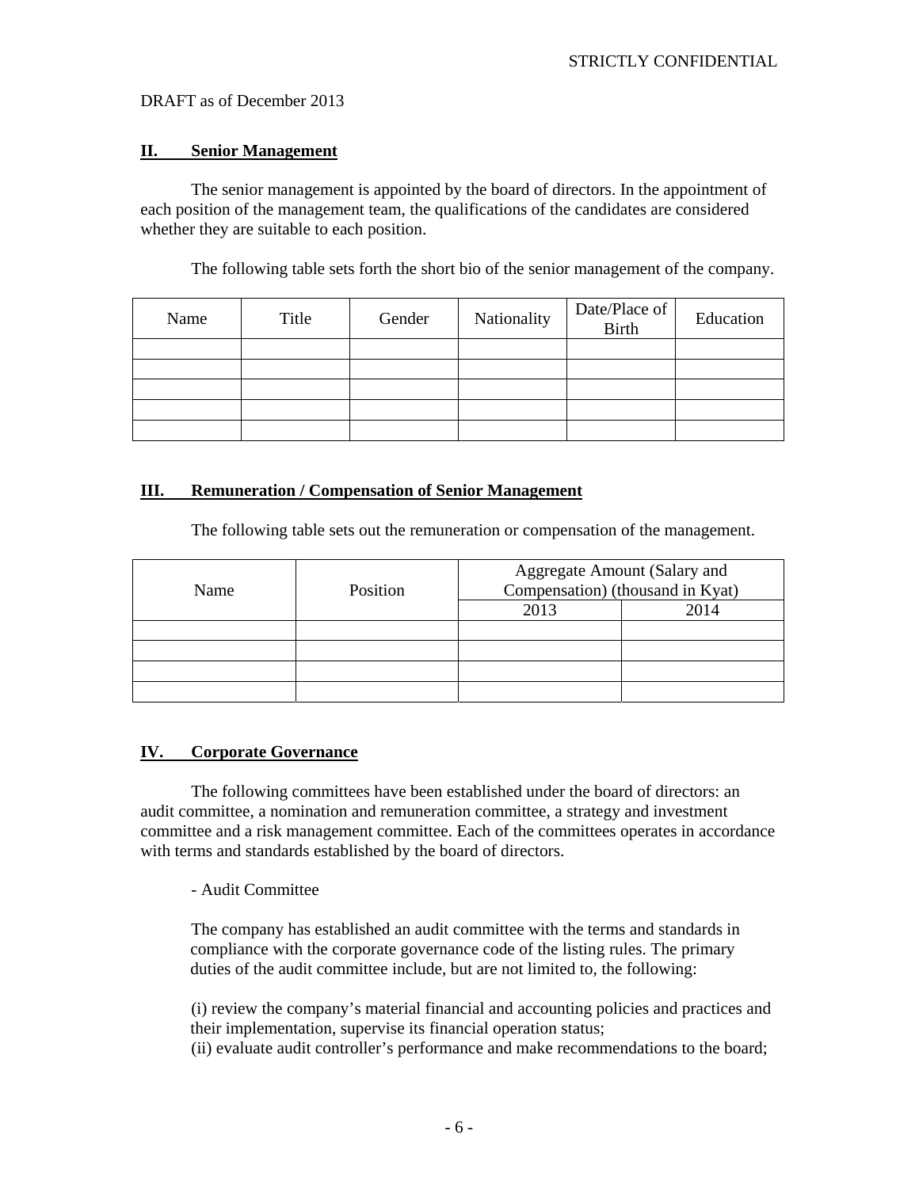STRICTLY CONFIDENTIAL

DRAFT as of December 2013

## II. Senior Management

The senior management is appointed by the board of directors. In the appointment of each position of the management team, the qualifications of the candidates are considered whether they are suitable to each position.

The following table sets forth the short bio of the senior management of the company.

| Name | Title | Gender | Nationality | Date/Place of Birth | Education |
|---|---|---|---|---|---|
| | | | | | |
| | | | | | |
| | | | | | |
| | | | | | |
| | | | | | |

## III. Remuneration / Compensation of Senior Management

The following table sets out the remuneration or compensation of the management.

| Name | Position | Aggregate Amount (Salary and Compensation) (thousand in Kyat) | |
|---|---|---|---|
| | | 2013 | 2014 |
| | | | |
| | | | |
| | | | |
| | | | |

## IV. Corporate Governance

The following committees have been established under the board of directors: an audit committee, a nomination and remuneration committee, a strategy and investment committee and a risk management committee. Each of the committees operates in accordance with terms and standards established by the board of directors.

- Audit Committee

The company has established an audit committee with the terms and standards in compliance with the corporate governance code of the listing rules. The primary duties of the audit committee include, but are not limited to, the following:

(i) review the company's material financial and accounting policies and practices and their implementation, supervise its financial operation status;
(ii) evaluate audit controller's performance and make recommendations to the board;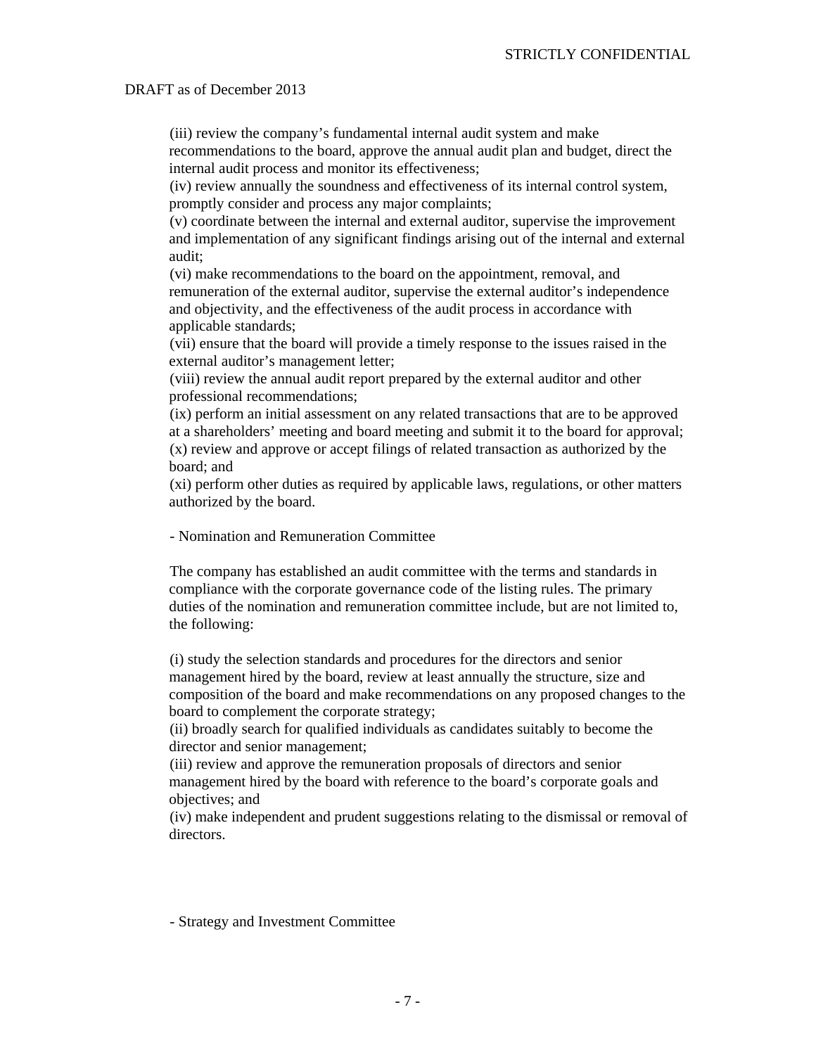(iii) review the company's fundamental internal audit system and make recommendations to the board, approve the annual audit plan and budget, direct the internal audit process and monitor its effectiveness;
(iv) review annually the soundness and effectiveness of its internal control system, promptly consider and process any major complaints;
(v) coordinate between the internal and external auditor, supervise the improvement and implementation of any significant findings arising out of the internal and external audit;
(vi) make recommendations to the board on the appointment, removal, and remuneration of the external auditor, supervise the external auditor's independence and objectivity, and the effectiveness of the audit process in accordance with applicable standards;
(vii) ensure that the board will provide a timely response to the issues raised in the external auditor's management letter;
(viii) review the annual audit report prepared by the external auditor and other professional recommendations;
(ix) perform an initial assessment on any related transactions that are to be approved at a shareholders' meeting and board meeting and submit it to the board for approval;
(x) review and approve or accept filings of related transaction as authorized by the board; and
(xi) perform other duties as required by applicable laws, regulations, or other matters authorized by the board.

- Nomination and Remuneration Committee

The company has established an audit committee with the terms and standards in compliance with the corporate governance code of the listing rules. The primary duties of the nomination and remuneration committee include, but are not limited to, the following:

(i) study the selection standards and procedures for the directors and senior management hired by the board, review at least annually the structure, size and composition of the board and make recommendations on any proposed changes to the board to complement the corporate strategy;
(ii) broadly search for qualified individuals as candidates suitably to become the director and senior management;
(iii) review and approve the remuneration proposals of directors and senior management hired by the board with reference to the board's corporate goals and objectives; and
(iv) make independent and prudent suggestions relating to the dismissal or removal of directors.

- Strategy and Investment Committee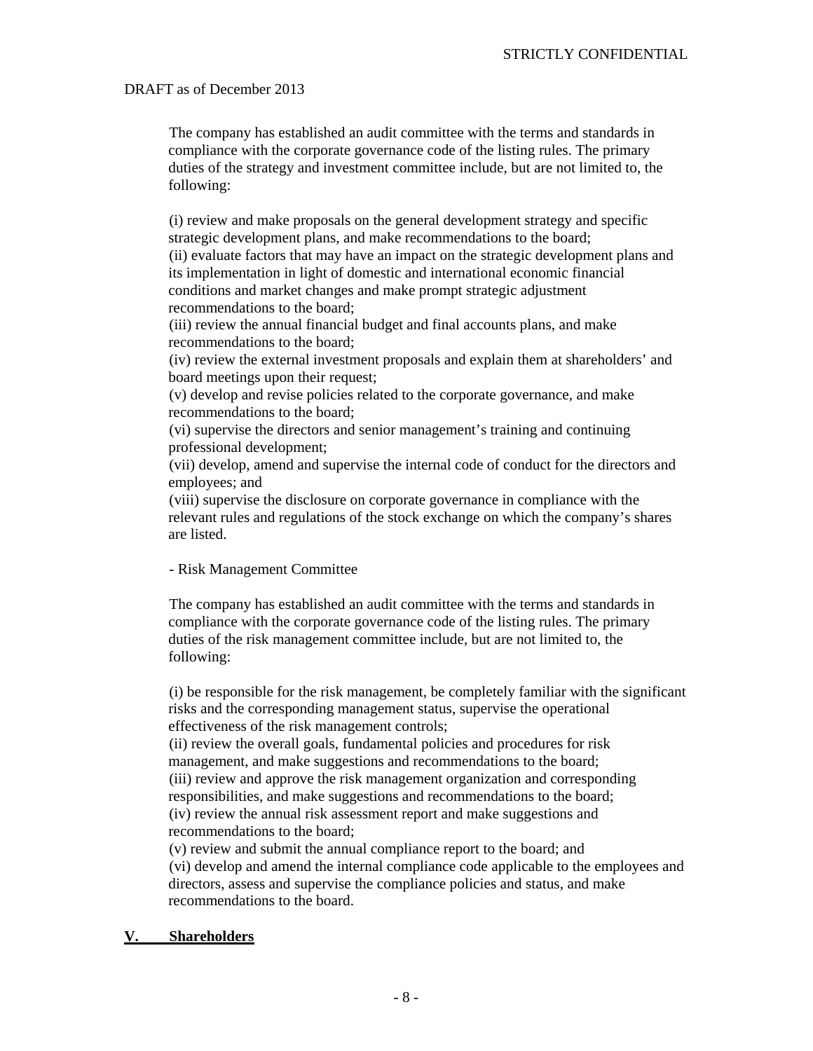DRAFT as of December 2013

The company has established an audit committee with the terms and standards in compliance with the corporate governance code of the listing rules. The primary duties of the strategy and investment committee include, but are not limited to, the following:

(i) review and make proposals on the general development strategy and specific strategic development plans, and make recommendations to the board;
(ii) evaluate factors that may have an impact on the strategic development plans and its implementation in light of domestic and international economic financial conditions and market changes and make prompt strategic adjustment recommendations to the board;
(iii) review the annual financial budget and final accounts plans, and make recommendations to the board;
(iv) review the external investment proposals and explain them at shareholders' and board meetings upon their request;
(v) develop and revise policies related to the corporate governance, and make recommendations to the board;
(vi) supervise the directors and senior management's training and continuing professional development;
(vii) develop, amend and supervise the internal code of conduct for the directors and employees; and
(viii) supervise the disclosure on corporate governance in compliance with the relevant rules and regulations of the stock exchange on which the company's shares are listed.

- Risk Management Committee

The company has established an audit committee with the terms and standards in compliance with the corporate governance code of the listing rules. The primary duties of the risk management committee include, but are not limited to, the following:

(i) be responsible for the risk management, be completely familiar with the significant risks and the corresponding management status, supervise the operational effectiveness of the risk management controls;
(ii) review the overall goals, fundamental policies and procedures for risk management, and make suggestions and recommendations to the board;
(iii) review and approve the risk management organization and corresponding responsibilities, and make suggestions and recommendations to the board;
(iv) review the annual risk assessment report and make suggestions and recommendations to the board;
(v) review and submit the annual compliance report to the board; and
(vi) develop and amend the internal compliance code applicable to the employees and directors, assess and supervise the compliance policies and status, and make recommendations to the board.

## V. Shareholders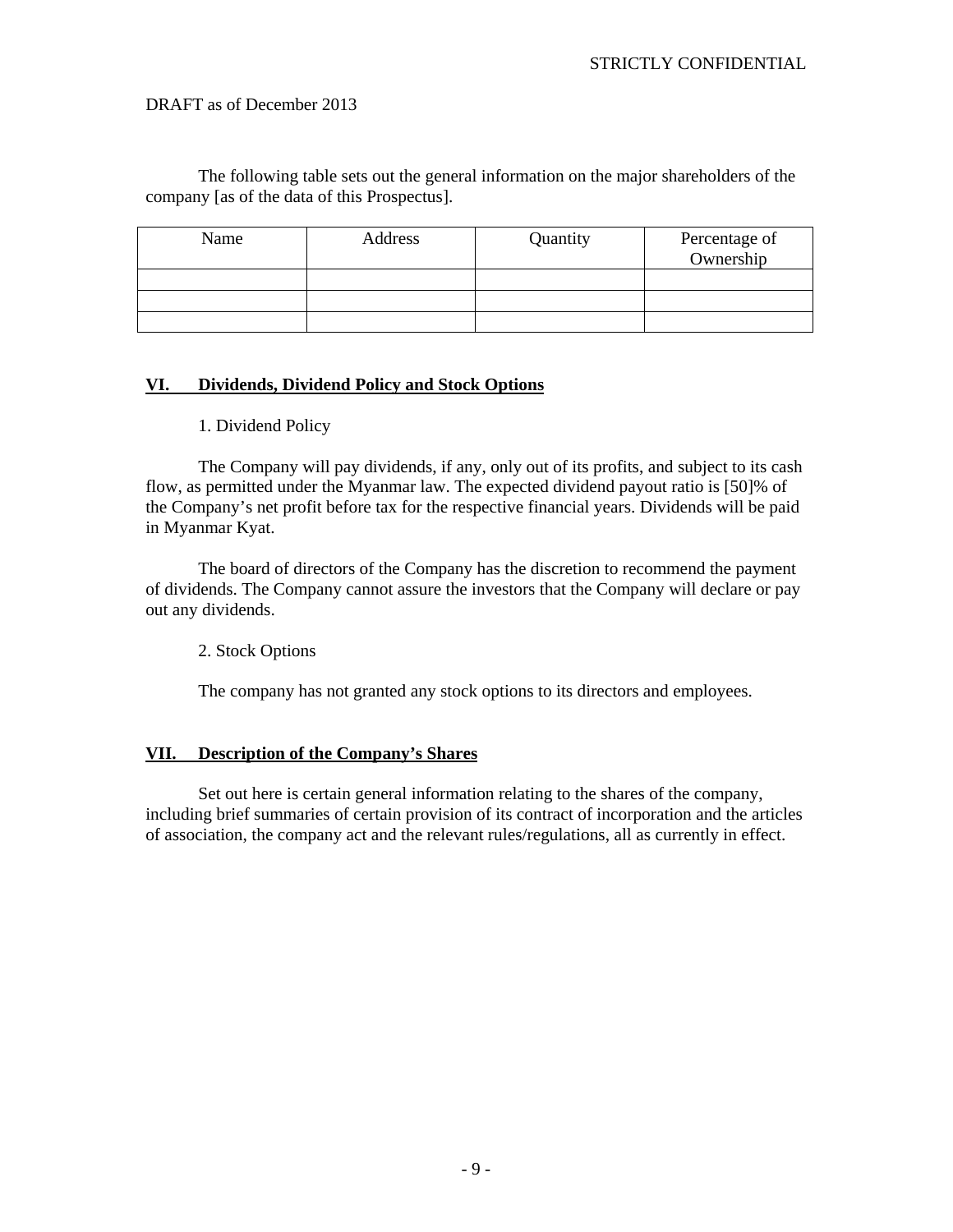STRICTLY CONFIDENTIAL

DRAFT as of December 2013

The following table sets out the general information on the major shareholders of the company [as of the data of this Prospectus].

| Name | Address | Quantity | Percentage of Ownership |
|---|---|---|---|
| | | | |
| | | | |
| | | | |

## VI. Dividends, Dividend Policy and Stock Options

1. Dividend Policy

The Company will pay dividends, if any, only out of its profits, and subject to its cash flow, as permitted under the Myanmar law. The expected dividend payout ratio is [50]% of the Company's net profit before tax for the respective financial years. Dividends will be paid in Myanmar Kyat.

The board of directors of the Company has the discretion to recommend the payment of dividends. The Company cannot assure the investors that the Company will declare or pay out any dividends.

2. Stock Options

The company has not granted any stock options to its directors and employees.

## VII. Description of the Company's Shares

Set out here is certain general information relating to the shares of the company, including brief summaries of certain provision of its contract of incorporation and the articles of association, the company act and the relevant rules/regulations, all as currently in effect.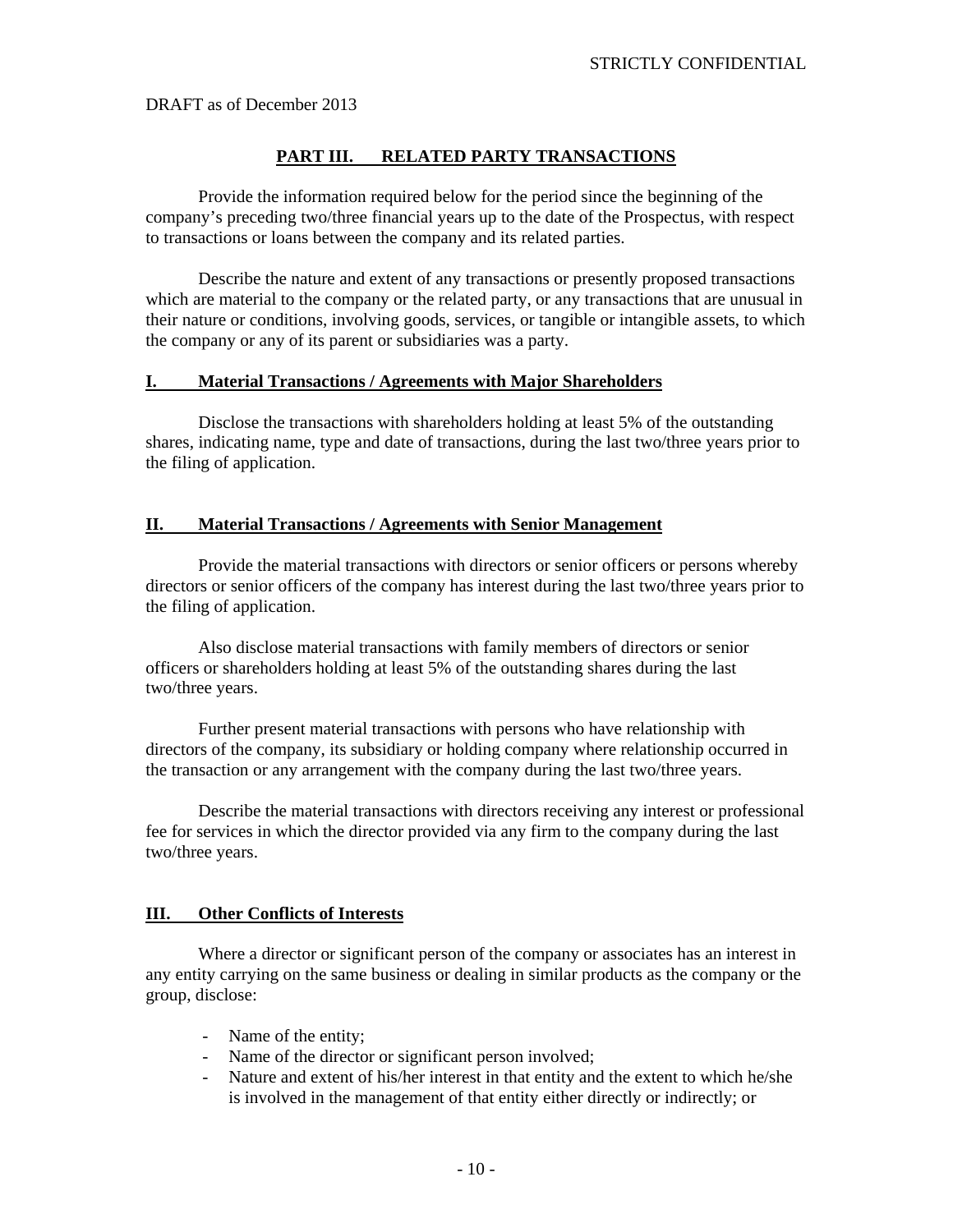DRAFT as of December 2013

## PART III. RELATED PARTY TRANSACTIONS

Provide the information required below for the period since the beginning of the company's preceding two/three financial years up to the date of the Prospectus, with respect to transactions or loans between the company and its related parties.

Describe the nature and extent of any transactions or presently proposed transactions which are material to the company or the related party, or any transactions that are unusual in their nature or conditions, involving goods, services, or tangible or intangible assets, to which the company or any of its parent or subsidiaries was a party.

### I. Material Transactions / Agreements with Major Shareholders

Disclose the transactions with shareholders holding at least 5% of the outstanding shares, indicating name, type and date of transactions, during the last two/three years prior to the filing of application.

### II. Material Transactions / Agreements with Senior Management

Provide the material transactions with directors or senior officers or persons whereby directors or senior officers of the company has interest during the last two/three years prior to the filing of application.

Also disclose material transactions with family members of directors or senior officers or shareholders holding at least 5% of the outstanding shares during the last two/three years.

Further present material transactions with persons who have relationship with directors of the company, its subsidiary or holding company where relationship occurred in the transaction or any arrangement with the company during the last two/three years.

Describe the material transactions with directors receiving any interest or professional fee for services in which the director provided via any firm to the company during the last two/three years.

### III. Other Conflicts of Interests

Where a director or significant person of the company or associates has an interest in any entity carrying on the same business or dealing in similar products as the company or the group, disclose:

- Name of the entity;
- Name of the director or significant person involved;
- Nature and extent of his/her interest in that entity and the extent to which he/she is involved in the management of that entity either directly or indirectly; or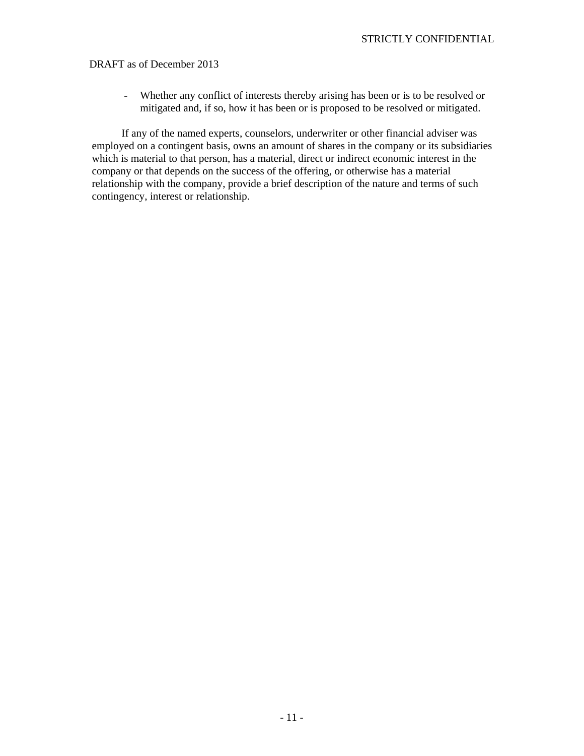- Whether any conflict of interests thereby arising has been or is to be resolved or mitigated and, if so, how it has been or is proposed to be resolved or mitigated.

If any of the named experts, counselors, underwriter or other financial adviser was employed on a contingent basis, owns an amount of shares in the company or its subsidiaries which is material to that person, has a material, direct or indirect economic interest in the company or that depends on the success of the offering, or otherwise has a material relationship with the company, provide a brief description of the nature and terms of such contingency, interest or relationship.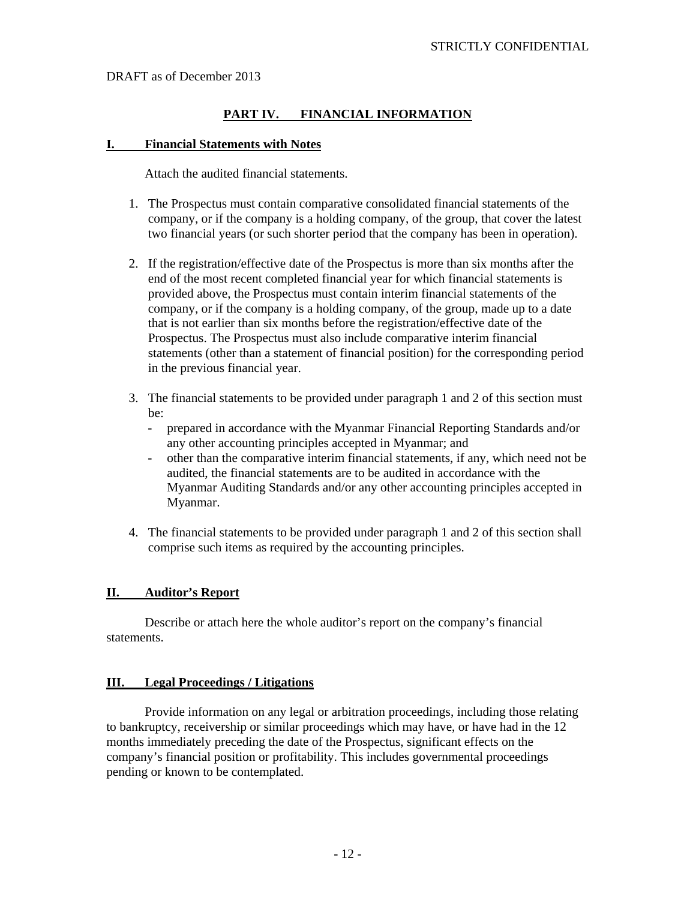STRICTLY CONFIDENTIAL

DRAFT as of December 2013

# PART IV. FINANCIAL INFORMATION

## I. Financial Statements with Notes

Attach the audited financial statements.

1. The Prospectus must contain comparative consolidated financial statements of the company, or if the company is a holding company, of the group, that cover the latest two financial years (or such shorter period that the company has been in operation).

2. If the registration/effective date of the Prospectus is more than six months after the end of the most recent completed financial year for which financial statements is provided above, the Prospectus must contain interim financial statements of the company, or if the company is a holding company, of the group, made up to a date that is not earlier than six months before the registration/effective date of the Prospectus. The Prospectus must also include comparative interim financial statements (other than a statement of financial position) for the corresponding period in the previous financial year.

3. The financial statements to be provided under paragraph 1 and 2 of this section must be:
   - prepared in accordance with the Myanmar Financial Reporting Standards and/or any other accounting principles accepted in Myanmar; and
   - other than the comparative interim financial statements, if any, which need not be audited, the financial statements are to be audited in accordance with the Myanmar Auditing Standards and/or any other accounting principles accepted in Myanmar.

4. The financial statements to be provided under paragraph 1 and 2 of this section shall comprise such items as required by the accounting principles.

## II. Auditor's Report

Describe or attach here the whole auditor's report on the company's financial statements.

## III. Legal Proceedings / Litigations

Provide information on any legal or arbitration proceedings, including those relating to bankruptcy, receivership or similar proceedings which may have, or have had in the 12 months immediately preceding the date of the Prospectus, significant effects on the company's financial position or profitability. This includes governmental proceedings pending or known to be contemplated.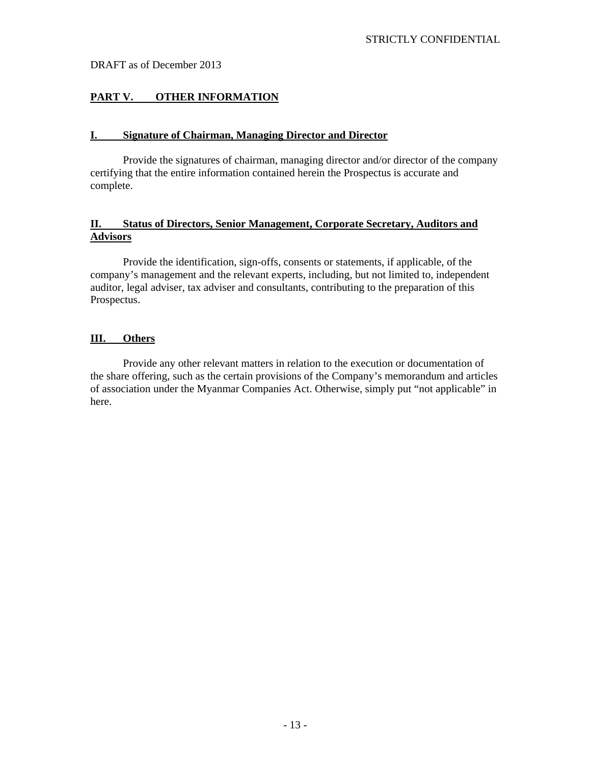DRAFT as of December 2013

## PART V. OTHER INFORMATION

### I. Signature of Chairman, Managing Director and Director

Provide the signatures of chairman, managing director and/or director of the company certifying that the entire information contained herein the Prospectus is accurate and complete.

### II. Status of Directors, Senior Management, Corporate Secretary, Auditors and Advisors

Provide the identification, sign-offs, consents or statements, if applicable, of the company's management and the relevant experts, including, but not limited to, independent auditor, legal adviser, tax adviser and consultants, contributing to the preparation of this Prospectus.

### III. Others

Provide any other relevant matters in relation to the execution or documentation of the share offering, such as the certain provisions of the Company's memorandum and articles of association under the Myanmar Companies Act. Otherwise, simply put "not applicable" in here.